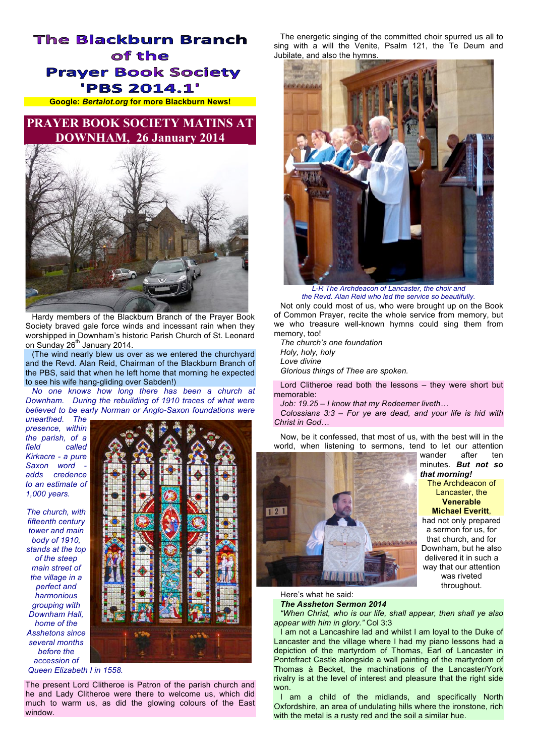# The Blackburn Branch of the Prayer Book Society 'PBS 2014.1'

**Google: *Bertalot.org* for more Blackburn News!**

## PRAYER BOOK SOCIETY MATINS AT DOWNHAM, 26 January 2014

Hardy members of the Blackburn Branch of the Prayer Book Society braved gale force winds and incessant rain when they worshipped in Downham's historic Parish Church of St. Leonard on Sunday 26th January 2014.

(The wind nearly blew us over as we entered the churchyard and the Revd. Alan Reid, Chairman of the Blackburn Branch of the PBS, said that when he left home that morning he expected to see his wife hang-gliding over Sabden!)

*No one knows how long there has been a church at Downham. During the rebuilding of 1910 traces of what were believed to be early Norman or Anglo-Saxon foundations were unearthed. The presence, within the parish, of a field called Kirkacre - a pure Saxon word - adds credence to an estimate of 1,000 years.*

*The church, with fifteenth century tower and main body of 1910, stands at the top of the steep main street of the village in a perfect and harmonious grouping with Downham Hall, home of the Asshetons since several months before the accession of Queen Elizabeth I in 1558.*

The present Lord Clitheroe is Patron of the parish church and he and Lady Clitheroe were there to welcome us, which did much to warm us, as did the glowing colours of the East window.

The energetic singing of the committed choir spurred us all to sing with a will the Venite, Psalm 121, the Te Deum and Jubilate, and also the hymns.

*L-R The Archdeacon of Lancaster, the choir and the Revd. Alan Reid who led the service so beautifully.*

Not only could most of us, who were brought up on the Book of Common Prayer, recite the whole service from memory, but we who treasure well-known hymns could sing them from memory, too!

*The church's one foundation*
*Holy, holy, holy*
*Love divine*
*Glorious things of Thee are spoken.*

Lord Clitheroe read both the lessons – they were short but memorable:

*Job: 19.25 – I know that my Redeemer liveth…*

*Colossians 3:3 – For ye are dead, and your life is hid with Christ in God…*

Now, be it confessed, that most of us, with the best will in the world, when listening to sermons, tend to let our attention wander after ten minutes. ***But not so that morning!*** The Archdeacon of Lancaster, the **Venerable Michael Everitt**, had not only prepared a sermon for us, for that church, and for Downham, but he also delivered it in such a way that our attention was riveted throughout.

Here's what he said:

***The Assheton Sermon 2014***

*"When Christ, who is our life, shall appear, then shall ye also appear with him in glory."* Col 3:3

I am not a Lancashire lad and whilst I am loyal to the Duke of Lancaster and the village where I had my piano lessons had a depiction of the martyrdom of Thomas, Earl of Lancaster in Pontefract Castle alongside a wall painting of the martyrdom of Thomas à Becket, the machinations of the Lancaster/York rivalry is at the level of interest and pleasure that the right side won.

I am a child of the midlands, and specifically North Oxfordshire, an area of undulating hills where the ironstone, rich with the metal is a rusty red and the soil a similar hue.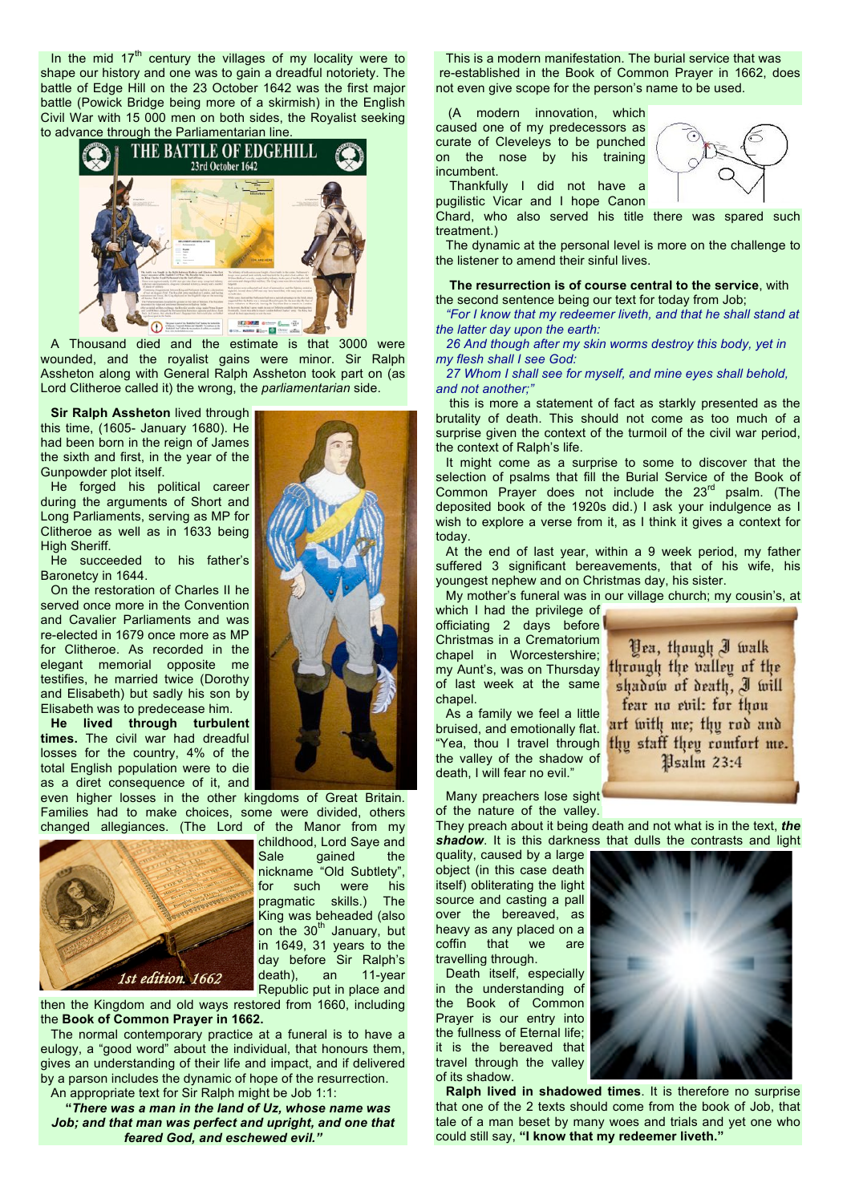In the mid 17th century the villages of my locality were to shape our history and one was to gain a dreadful notoriety. The battle of Edge Hill on the 23 October 1642 was the first major battle (Powick Bridge being more of a skirmish) in the English Civil War with 15 000 men on both sides, the Royalist seeking to advance through the Parliamentarian line.

A Thousand died and the estimate is that 3000 were wounded, and the royalist gains were minor. Sir Ralph Assheton along with General Ralph Assheton took part on (as Lord Clitheroe called it) the wrong, the *parliamentarian* side.

**Sir Ralph Assheton** lived through this time, (1605- January 1680). He had been born in the reign of James the sixth and first, in the year of the Gunpowder plot itself.

He forged his political career during the arguments of Short and Long Parliaments, serving as MP for Clitheroe as well as in 1633 being High Sheriff.

He succeeded to his father's Baronetcy in 1644.

On the restoration of Charles II he served once more in the Convention and Cavalier Parliaments and was re-elected in 1679 once more as MP for Clitheroe. As recorded in the elegant memorial opposite me testifies, he married twice (Dorothy and Elisabeth) but sadly his son by Elisabeth was to predecease him.

**He lived through turbulent times.** The civil war had dreadful losses for the country, 4% of the total English population were to die as a diret consequence of it, and even higher losses in the other kingdoms of Great Britain. Families had to make choices, some were divided, others changed allegiances. (The Lord of the Manor from my childhood, Lord Saye and Sale gained the nickname "Old Subtlety", for such were his pragmatic skills.) The King was beheaded (also on the 30th January, but in 1649, 31 years to the day before Sir Ralph's death), an 11-year Republic put in place and then the Kingdom and old ways restored from 1660, including the **Book of Common Prayer in 1662.**

1st edition. 1662

The normal contemporary practice at a funeral is to have a eulogy, a "good word" about the individual, that honours them, gives an understanding of their life and impact, and if delivered by a parson includes the dynamic of hope of the resurrection.

An appropriate text for Sir Ralph might be Job 1:1:

***"There was a man in the land of Uz, whose name was Job; and that man was perfect and upright, and one that feared God, and eschewed evil."***

This is a modern manifestation. The burial service that was re-established in the Book of Common Prayer in 1662, does not even give scope for the person's name to be used.

(A modern innovation, which caused one of my predecessors as curate of Cleveleys to be punched on the nose by his training incumbent.

Thankfully I did not have a pugilistic Vicar and I hope Canon Chard, who also served his title there was spared such treatment.)

The dynamic at the personal level is more on the challenge to the listener to amend their sinful lives.

**The resurrection is of course central to the service**, with the second sentence being our text for today from Job;

*"For I know that my redeemer liveth, and that he shall stand at the latter day upon the earth:*

*26 And though after my skin worms destroy this body, yet in my flesh shall I see God:*

*27 Whom I shall see for myself, and mine eyes shall behold, and not another;"*

this is more a statement of fact as starkly presented as the brutality of death. This should not come as too much of a surprise given the context of the turmoil of the civil war period, the context of Ralph's life.

It might come as a surprise to some to discover that the selection of psalms that fill the Burial Service of the Book of Common Prayer does not include the 23rd psalm. (The deposited book of the 1920s did.) I ask your indulgence as I wish to explore a verse from it, as I think it gives a context for today.

At the end of last year, within a 9 week period, my father suffered 3 significant bereavements, that of his wife, his youngest nephew and on Christmas day, his sister.

My mother's funeral was in our village church; my cousin's, at which I had the privilege of officiating 2 days before Christmas in a Crematorium chapel in Worcestershire; my Aunt's, was on Thursday of last week at the same chapel.

Yea, though I walk through the valley of the shadow of death, I will fear no evil: for thou art with me; thy rod and thy staff they comfort me.
Psalm 23:4

As a family we feel a little bruised, and emotionally flat. "Yea, thou I travel through the valley of the shadow of death, I will fear no evil."

Many preachers lose sight of the nature of the valley. They preach about it being death and not what is in the text, ***the shadow***. It is this darkness that dulls the contrasts and light quality, caused by a large object (in this case death itself) obliterating the light source and casting a pall over the bereaved, as heavy as any placed on a coffin that we are travelling through.

Death itself, especially in the understanding of the Book of Common Prayer is our entry into the fullness of Eternal life; it is the bereaved that travel through the valley of its shadow.

**Ralph lived in shadowed times**. It is therefore no surprise that one of the 2 texts should come from the book of Job, that tale of a man beset by many woes and trials and yet one who could still say, **"I know that my redeemer liveth."**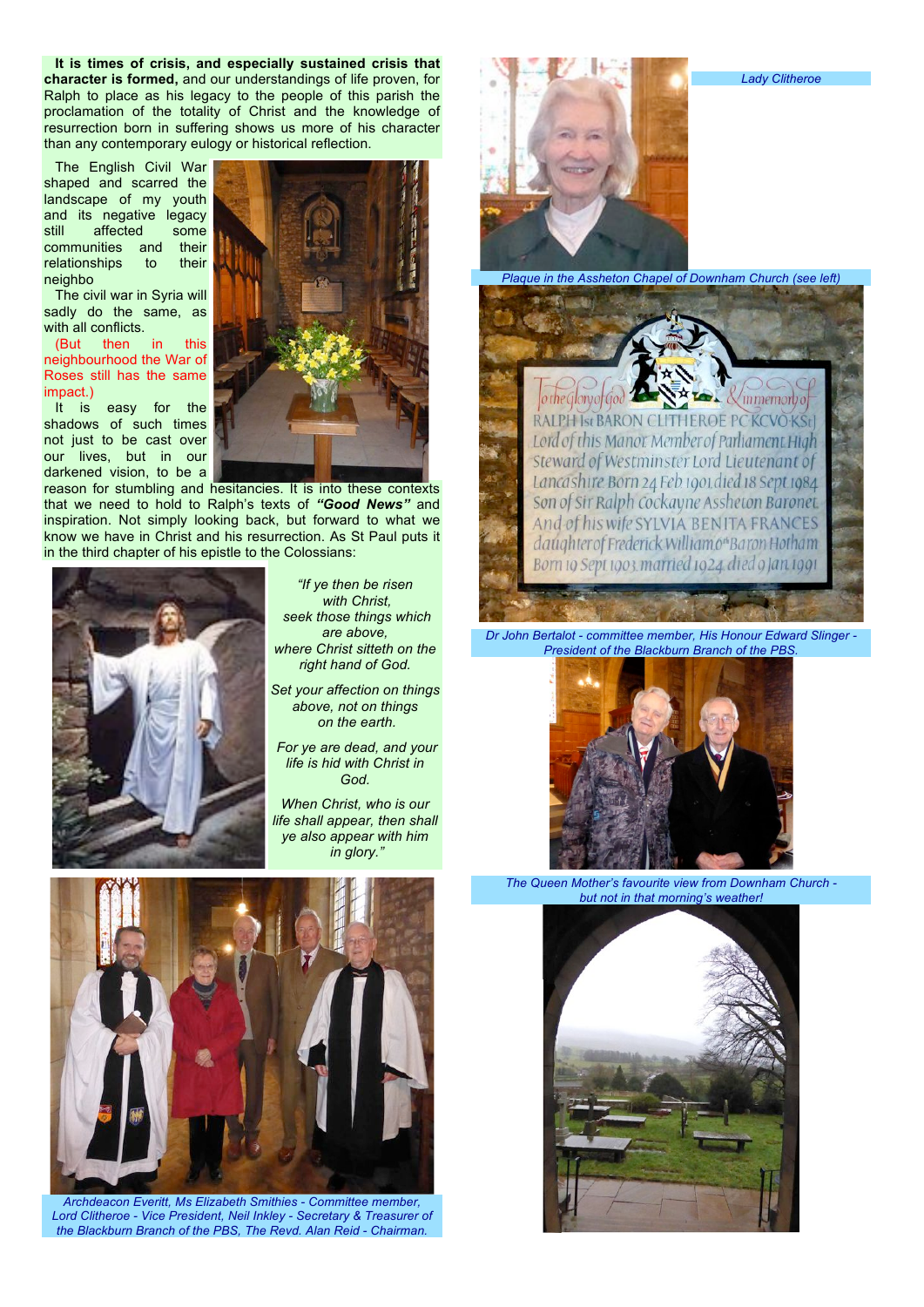**It is times of crisis, and especially sustained crisis that character is formed,** and our understandings of life proven, for Ralph to place as his legacy to the people of this parish the proclamation of the totality of Christ and the knowledge of resurrection born in suffering shows us more of his character than any contemporary eulogy or historical reflection.

The English Civil War shaped and scarred the landscape of my youth and its negative legacy still affected some communities and their relationships to their neighbo

The civil war in Syria will sadly do the same, as with all conflicts.

(But then in this neighbourhood the War of Roses still has the same impact.)

It is easy for the shadows of such times not just to be cast over our lives, but in our darkened vision, to be a reason for stumbling and hesitancies. It is into these contexts that we need to hold to Ralph's texts of ***"Good News"*** and inspiration. Not simply looking back, but forward to what we know we have in Christ and his resurrection. As St Paul puts it in the third chapter of his epistle to the Colossians:

*"If ye then be risen with Christ, seek those things which are above, where Christ sitteth on the right hand of God.*

*Set your affection on things above, not on things on the earth.*

*For ye are dead, and your life is hid with Christ in God.*

*When Christ, who is our life shall appear, then shall ye also appear with him in glory."*

Archdeacon Everitt, Ms Elizabeth Smithies - Committee member, Lord Clitheroe - Vice President, Neil Inkley - Secretary & Treasurer of the Blackburn Branch of the PBS, The Revd. Alan Reid - Chairman.

Lady Clitheroe

Plaque in the Assheton Chapel of Downham Church (see left)

To the Glory of God & in memory of
RALPH 1st BARON CLITHEROE PC KCVO KStJ
Lord of this Manor Member of Parliament High Steward of Westminster Lord Lieutenant of Lancashire Born 24 Feb 1901 died 18 Sept 1984
Son of Sir Ralph Cockayne Assheton Baronet
And of his wife SYLVIA BENITA FRANCES daughter of Frederick William 6th Baron Hotham
Born 19 Sept 1903 married 1924 died 9 Jan 1991

Dr John Bertalot - committee member, His Honour Edward Slinger - President of the Blackburn Branch of the PBS.

The Queen Mother's favourite view from Downham Church - but not in that morning's weather!